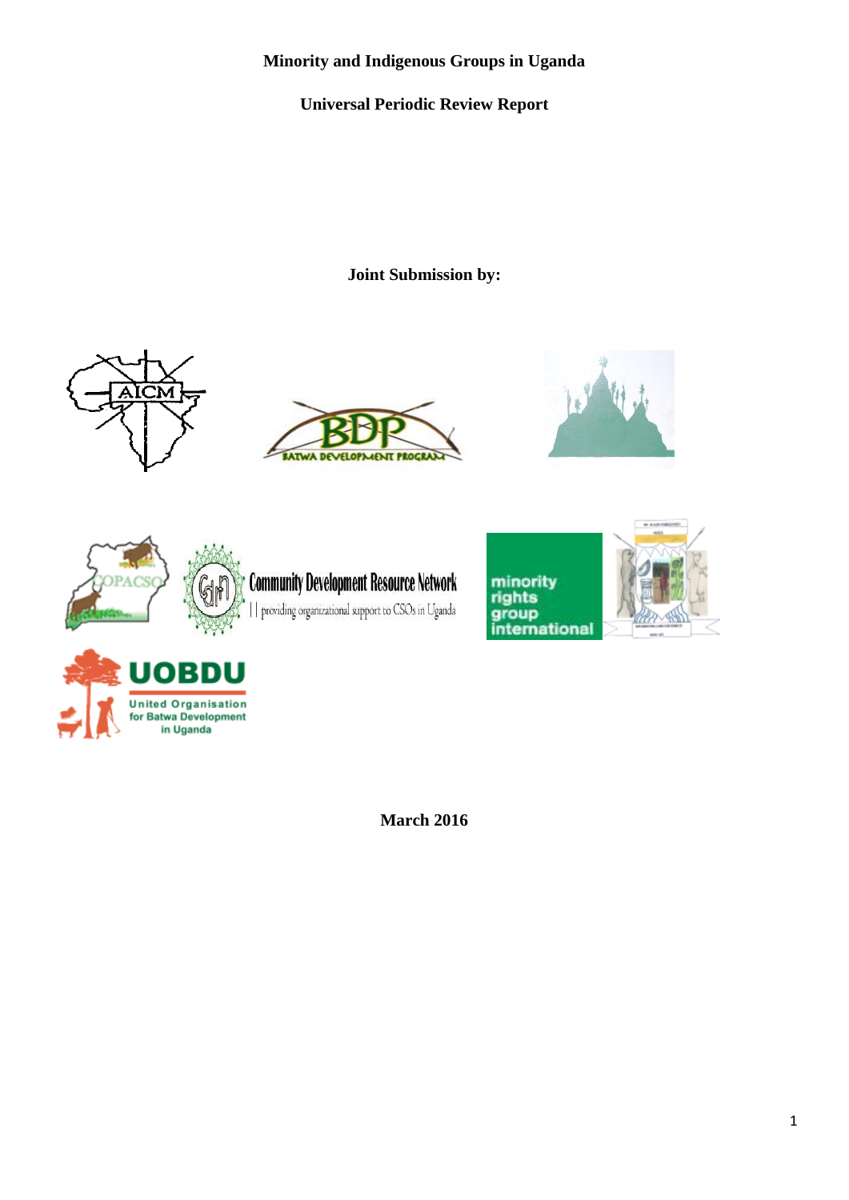# Minority and Indigenous Groups in Uganda

## Universal Periodic Review Report

**Joint Submission by:**

AICM

BDP BATWA DEVELOPMENT PROGRAM

COPACSO

Community Development Resource Network | | providing organizational support to CSOs in Uganda

minority rights group international

UOBDU United Organisation for Batwa Development in Uganda

**March 2016**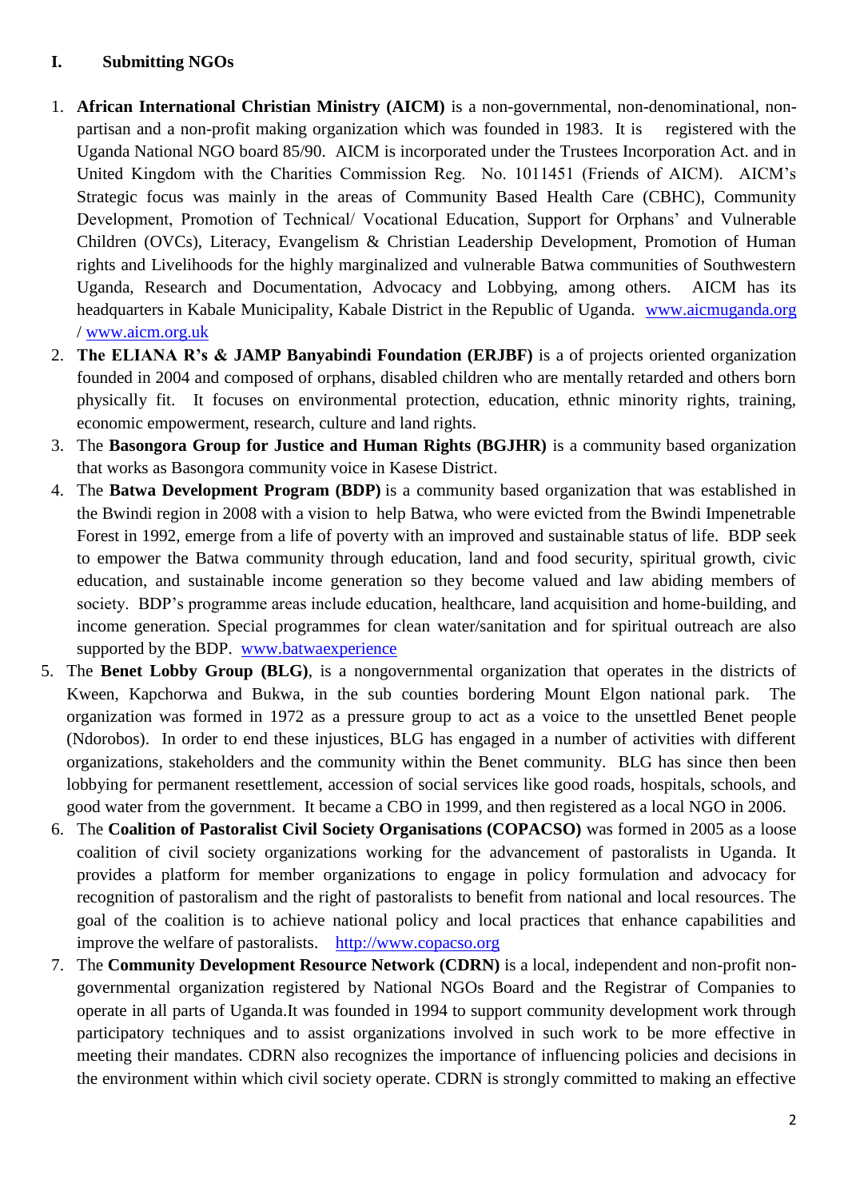## I. Submitting NGOs

1. **African International Christian Ministry (AICM)** is a non-governmental, non-denominational, non-partisan and a non-profit making organization which was founded in 1983. It is registered with the Uganda National NGO board 85/90. AICM is incorporated under the Trustees Incorporation Act. and in United Kingdom with the Charities Commission Reg. No. 1011451 (Friends of AICM). AICM's Strategic focus was mainly in the areas of Community Based Health Care (CBHC), Community Development, Promotion of Technical/ Vocational Education, Support for Orphans' and Vulnerable Children (OVCs), Literacy, Evangelism & Christian Leadership Development, Promotion of Human rights and Livelihoods for the highly marginalized and vulnerable Batwa communities of Southwestern Uganda, Research and Documentation, Advocacy and Lobbying, among others. AICM has its headquarters in Kabale Municipality, Kabale District in the Republic of Uganda. www.aicmuganda.org / www.aicm.org.uk
2. **The ELIANA R's & JAMP Banyabindi Foundation (ERJBF)** is a of projects oriented organization founded in 2004 and composed of orphans, disabled children who are mentally retarded and others born physically fit. It focuses on environmental protection, education, ethnic minority rights, training, economic empowerment, research, culture and land rights.
3. The **Basongora Group for Justice and Human Rights (BGJHR)** is a community based organization that works as Basongora community voice in Kasese District.
4. The **Batwa Development Program (BDP)** is a community based organization that was established in the Bwindi region in 2008 with a vision to help Batwa, who were evicted from the Bwindi Impenetrable Forest in 1992, emerge from a life of poverty with an improved and sustainable status of life. BDP seek to empower the Batwa community through education, land and food security, spiritual growth, civic education, and sustainable income generation so they become valued and law abiding members of society. BDP's programme areas include education, healthcare, land acquisition and home-building, and income generation. Special programmes for clean water/sanitation and for spiritual outreach are also supported by the BDP. www.batwaexperience
5. The **Benet Lobby Group (BLG)**, is a nongovernmental organization that operates in the districts of Kween, Kapchorwa and Bukwa, in the sub counties bordering Mount Elgon national park. The organization was formed in 1972 as a pressure group to act as a voice to the unsettled Benet people (Ndorobos). In order to end these injustices, BLG has engaged in a number of activities with different organizations, stakeholders and the community within the Benet community. BLG has since then been lobbying for permanent resettlement, accession of social services like good roads, hospitals, schools, and good water from the government. It became a CBO in 1999, and then registered as a local NGO in 2006.
6. The **Coalition of Pastoralist Civil Society Organisations (COPACSO)** was formed in 2005 as a loose coalition of civil society organizations working for the advancement of pastoralists in Uganda. It provides a platform for member organizations to engage in policy formulation and advocacy for recognition of pastoralism and the right of pastoralists to benefit from national and local resources. The goal of the coalition is to achieve national policy and local practices that enhance capabilities and improve the welfare of pastoralists. http://www.copacso.org
7. The **Community Development Resource Network (CDRN)** is a local, independent and non-profit non-governmental organization registered by National NGOs Board and the Registrar of Companies to operate in all parts of Uganda.It was founded in 1994 to support community development work through participatory techniques and to assist organizations involved in such work to be more effective in meeting their mandates. CDRN also recognizes the importance of influencing policies and decisions in the environment within which civil society operate. CDRN is strongly committed to making an effective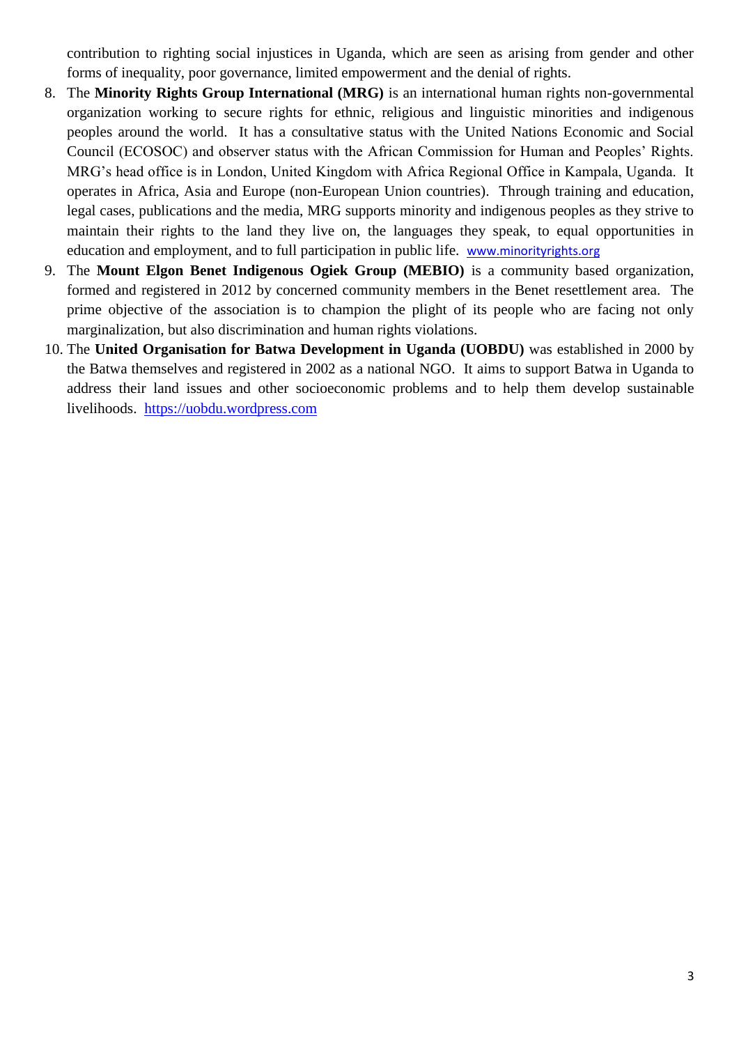contribution to righting social injustices in Uganda, which are seen as arising from gender and other forms of inequality, poor governance, limited empowerment and the denial of rights.

8. The **Minority Rights Group International (MRG)** is an international human rights non-governmental organization working to secure rights for ethnic, religious and linguistic minorities and indigenous peoples around the world. It has a consultative status with the United Nations Economic and Social Council (ECOSOC) and observer status with the African Commission for Human and Peoples' Rights. MRG's head office is in London, United Kingdom with Africa Regional Office in Kampala, Uganda. It operates in Africa, Asia and Europe (non-European Union countries). Through training and education, legal cases, publications and the media, MRG supports minority and indigenous peoples as they strive to maintain their rights to the land they live on, the languages they speak, to equal opportunities in education and employment, and to full participation in public life. www.minorityrights.org
9. The **Mount Elgon Benet Indigenous Ogiek Group (MEBIO)** is a community based organization, formed and registered in 2012 by concerned community members in the Benet resettlement area. The prime objective of the association is to champion the plight of its people who are facing not only marginalization, but also discrimination and human rights violations.
10. The **United Organisation for Batwa Development in Uganda (UOBDU)** was established in 2000 by the Batwa themselves and registered in 2002 as a national NGO. It aims to support Batwa in Uganda to address their land issues and other socioeconomic problems and to help them develop sustainable livelihoods. https://uobdu.wordpress.com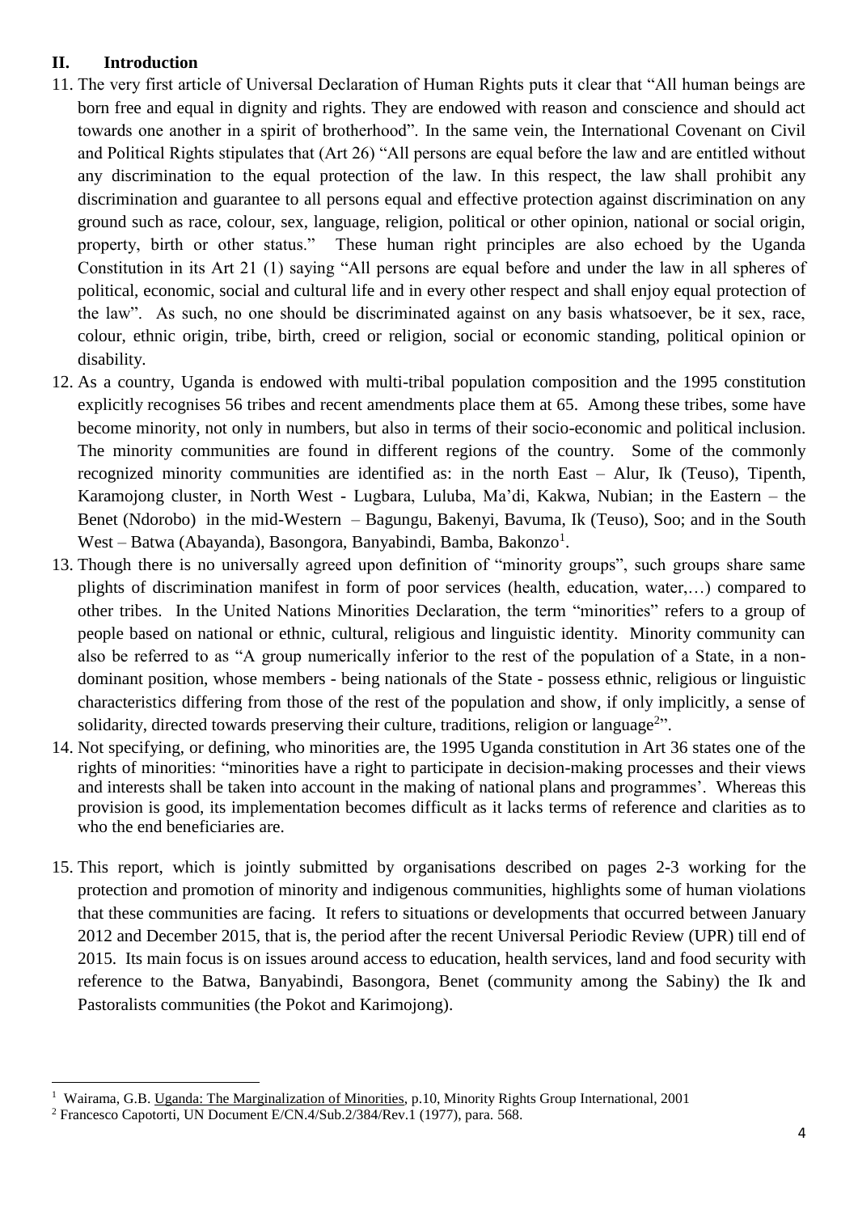## II. Introduction

11. The very first article of Universal Declaration of Human Rights puts it clear that "All human beings are born free and equal in dignity and rights. They are endowed with reason and conscience and should act towards one another in a spirit of brotherhood". In the same vein, the International Covenant on Civil and Political Rights stipulates that (Art 26) "All persons are equal before the law and are entitled without any discrimination to the equal protection of the law. In this respect, the law shall prohibit any discrimination and guarantee to all persons equal and effective protection against discrimination on any ground such as race, colour, sex, language, religion, political or other opinion, national or social origin, property, birth or other status." These human right principles are also echoed by the Uganda Constitution in its Art 21 (1) saying "All persons are equal before and under the law in all spheres of political, economic, social and cultural life and in every other respect and shall enjoy equal protection of the law". As such, no one should be discriminated against on any basis whatsoever, be it sex, race, colour, ethnic origin, tribe, birth, creed or religion, social or economic standing, political opinion or disability.

12. As a country, Uganda is endowed with multi-tribal population composition and the 1995 constitution explicitly recognises 56 tribes and recent amendments place them at 65. Among these tribes, some have become minority, not only in numbers, but also in terms of their socio-economic and political inclusion. The minority communities are found in different regions of the country. Some of the commonly recognized minority communities are identified as: in the north East – Alur, Ik (Teuso), Tipenth, Karamojong cluster, in North West - Lugbara, Luluba, Ma'di, Kakwa, Nubian; in the Eastern – the Benet (Ndorobo) in the mid-Western – Bagungu, Bakenyi, Bavuma, Ik (Teuso), Soo; and in the South West – Batwa (Abayanda), Basongora, Banyabindi, Bamba, Bakonzo[1].

13. Though there is no universally agreed upon definition of "minority groups", such groups share same plights of discrimination manifest in form of poor services (health, education, water,…) compared to other tribes. In the United Nations Minorities Declaration, the term "minorities" refers to a group of people based on national or ethnic, cultural, religious and linguistic identity. Minority community can also be referred to as "A group numerically inferior to the rest of the population of a State, in a non-dominant position, whose members - being nationals of the State - possess ethnic, religious or linguistic characteristics differing from those of the rest of the population and show, if only implicitly, a sense of solidarity, directed towards preserving their culture, traditions, religion or language[2]".

14. Not specifying, or defining, who minorities are, the 1995 Uganda constitution in Art 36 states one of the rights of minorities: "minorities have a right to participate in decision-making processes and their views and interests shall be taken into account in the making of national plans and programmes'. Whereas this provision is good, its implementation becomes difficult as it lacks terms of reference and clarities as to who the end beneficiaries are.

15. This report, which is jointly submitted by organisations described on pages 2-3 working for the protection and promotion of minority and indigenous communities, highlights some of human violations that these communities are facing. It refers to situations or developments that occurred between January 2012 and December 2015, that is, the period after the recent Universal Periodic Review (UPR) till end of 2015. Its main focus is on issues around access to education, health services, land and food security with reference to the Batwa, Banyabindi, Basongora, Benet (community among the Sabiny) the Ik and Pastoralists communities (the Pokot and Karimojong).

---

[1] Wairama, G.B. Uganda: The Marginalization of Minorities, p.10, Minority Rights Group International, 2001

[2] Francesco Capotorti, UN Document E/CN.4/Sub.2/384/Rev.1 (1977), para. 568.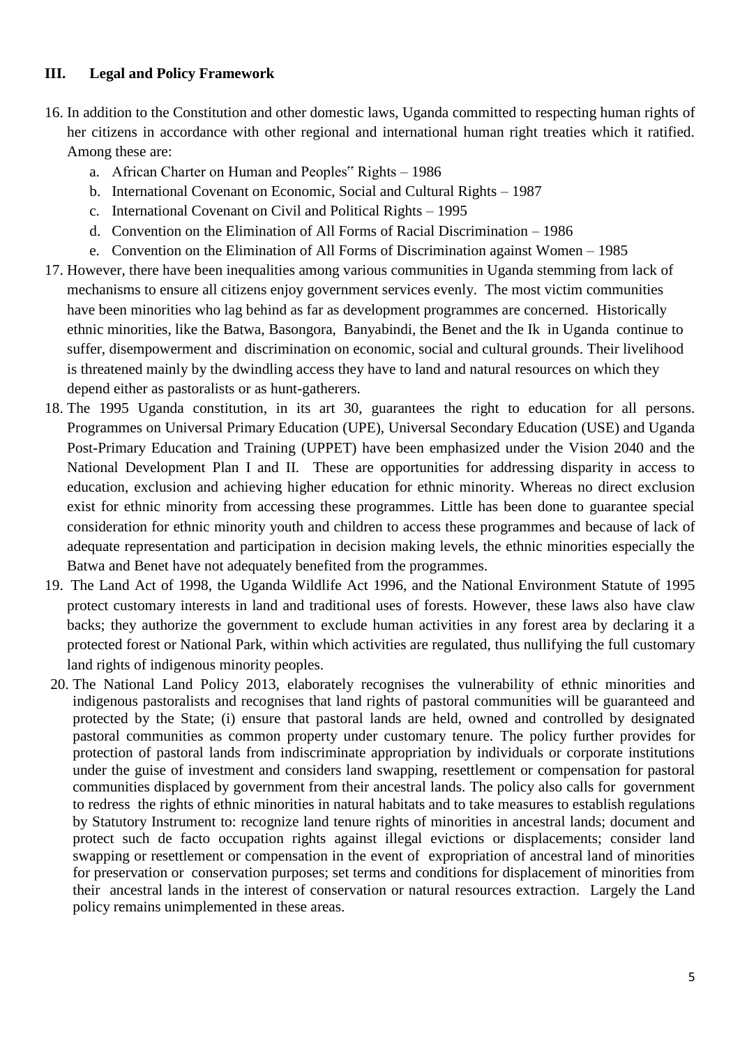## III. Legal and Policy Framework

16. In addition to the Constitution and other domestic laws, Uganda committed to respecting human rights of her citizens in accordance with other regional and international human right treaties which it ratified. Among these are:
    a. African Charter on Human and Peoples" Rights – 1986
    b. International Covenant on Economic, Social and Cultural Rights – 1987
    c. International Covenant on Civil and Political Rights – 1995
    d. Convention on the Elimination of All Forms of Racial Discrimination – 1986
    e. Convention on the Elimination of All Forms of Discrimination against Women – 1985
17. However, there have been inequalities among various communities in Uganda stemming from lack of mechanisms to ensure all citizens enjoy government services evenly. The most victim communities have been minorities who lag behind as far as development programmes are concerned. Historically ethnic minorities, like the Batwa, Basongora, Banyabindi, the Benet and the Ik in Uganda continue to suffer, disempowerment and discrimination on economic, social and cultural grounds. Their livelihood is threatened mainly by the dwindling access they have to land and natural resources on which they depend either as pastoralists or as hunt-gatherers.
18. The 1995 Uganda constitution, in its art 30, guarantees the right to education for all persons. Programmes on Universal Primary Education (UPE), Universal Secondary Education (USE) and Uganda Post-Primary Education and Training (UPPET) have been emphasized under the Vision 2040 and the National Development Plan I and II. These are opportunities for addressing disparity in access to education, exclusion and achieving higher education for ethnic minority. Whereas no direct exclusion exist for ethnic minority from accessing these programmes. Little has been done to guarantee special consideration for ethnic minority youth and children to access these programmes and because of lack of adequate representation and participation in decision making levels, the ethnic minorities especially the Batwa and Benet have not adequately benefited from the programmes.
19. The Land Act of 1998, the Uganda Wildlife Act 1996, and the National Environment Statute of 1995 protect customary interests in land and traditional uses of forests. However, these laws also have claw backs; they authorize the government to exclude human activities in any forest area by declaring it a protected forest or National Park, within which activities are regulated, thus nullifying the full customary land rights of indigenous minority peoples.
20. The National Land Policy 2013, elaborately recognises the vulnerability of ethnic minorities and indigenous pastoralists and recognises that land rights of pastoral communities will be guaranteed and protected by the State; (i) ensure that pastoral lands are held, owned and controlled by designated pastoral communities as common property under customary tenure. The policy further provides for protection of pastoral lands from indiscriminate appropriation by individuals or corporate institutions under the guise of investment and considers land swapping, resettlement or compensation for pastoral communities displaced by government from their ancestral lands. The policy also calls for government to redress the rights of ethnic minorities in natural habitats and to take measures to establish regulations by Statutory Instrument to: recognize land tenure rights of minorities in ancestral lands; document and protect such de facto occupation rights against illegal evictions or displacements; consider land swapping or resettlement or compensation in the event of expropriation of ancestral land of minorities for preservation or conservation purposes; set terms and conditions for displacement of minorities from their ancestral lands in the interest of conservation or natural resources extraction. Largely the Land policy remains unimplemented in these areas.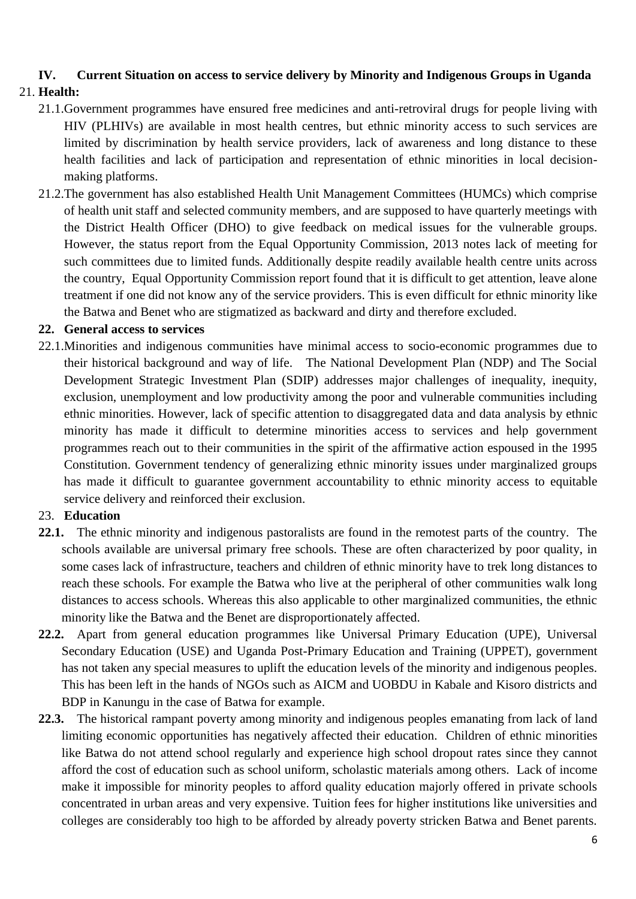## IV. Current Situation on access to service delivery by Minority and Indigenous Groups in Uganda

21. **Health:**

21.1. Government programmes have ensured free medicines and anti-retroviral drugs for people living with HIV (PLHIVs) are available in most health centres, but ethnic minority access to such services are limited by discrimination by health service providers, lack of awareness and long distance to these health facilities and lack of participation and representation of ethnic minorities in local decision-making platforms.

21.2. The government has also established Health Unit Management Committees (HUMCs) which comprise of health unit staff and selected community members, and are supposed to have quarterly meetings with the District Health Officer (DHO) to give feedback on medical issues for the vulnerable groups. However, the status report from the Equal Opportunity Commission, 2013 notes lack of meeting for such committees due to limited funds. Additionally despite readily available health centre units across the country, Equal Opportunity Commission report found that it is difficult to get attention, leave alone treatment if one did not know any of the service providers. This is even difficult for ethnic minority like the Batwa and Benet who are stigmatized as backward and dirty and therefore excluded.

22. **General access to services**

22.1. Minorities and indigenous communities have minimal access to socio-economic programmes due to their historical background and way of life. The National Development Plan (NDP) and The Social Development Strategic Investment Plan (SDIP) addresses major challenges of inequality, inequity, exclusion, unemployment and low productivity among the poor and vulnerable communities including ethnic minorities. However, lack of specific attention to disaggregated data and data analysis by ethnic minority has made it difficult to determine minorities access to services and help government programmes reach out to their communities in the spirit of the affirmative action espoused in the 1995 Constitution. Government tendency of generalizing ethnic minority issues under marginalized groups has made it difficult to guarantee government accountability to ethnic minority access to equitable service delivery and reinforced their exclusion.

23. **Education**

**22.1.** The ethnic minority and indigenous pastoralists are found in the remotest parts of the country. The schools available are universal primary free schools. These are often characterized by poor quality, in some cases lack of infrastructure, teachers and children of ethnic minority have to trek long distances to reach these schools. For example the Batwa who live at the peripheral of other communities walk long distances to access schools. Whereas this also applicable to other marginalized communities, the ethnic minority like the Batwa and the Benet are disproportionately affected.

**22.2.** Apart from general education programmes like Universal Primary Education (UPE), Universal Secondary Education (USE) and Uganda Post-Primary Education and Training (UPPET), government has not taken any special measures to uplift the education levels of the minority and indigenous peoples. This has been left in the hands of NGOs such as AICM and UOBDU in Kabale and Kisoro districts and BDP in Kanungu in the case of Batwa for example.

**22.3.** The historical rampant poverty among minority and indigenous peoples emanating from lack of land limiting economic opportunities has negatively affected their education. Children of ethnic minorities like Batwa do not attend school regularly and experience high school dropout rates since they cannot afford the cost of education such as school uniform, scholastic materials among others. Lack of income make it impossible for minority peoples to afford quality education majorly offered in private schools concentrated in urban areas and very expensive. Tuition fees for higher institutions like universities and colleges are considerably too high to be afforded by already poverty stricken Batwa and Benet parents.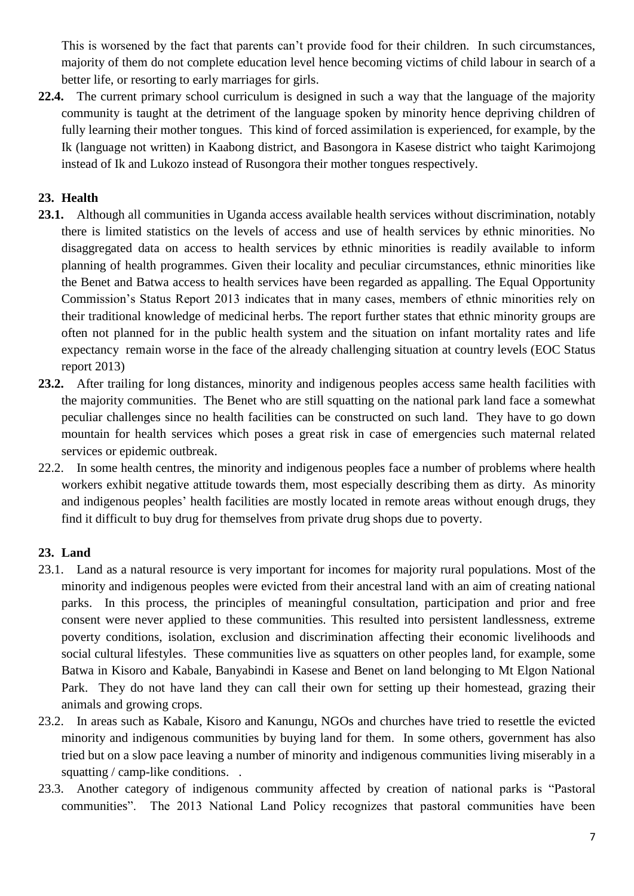This is worsened by the fact that parents can't provide food for their children. In such circumstances, majority of them do not complete education level hence becoming victims of child labour in search of a better life, or resorting to early marriages for girls.

**22.4.** The current primary school curriculum is designed in such a way that the language of the majority community is taught at the detriment of the language spoken by minority hence depriving children of fully learning their mother tongues. This kind of forced assimilation is experienced, for example, by the Ik (language not written) in Kaabong district, and Basongora in Kasese district who taight Karimojong instead of Ik and Lukozo instead of Rusongora their mother tongues respectively.

## 23. Health

**23.1.** Although all communities in Uganda access available health services without discrimination, notably there is limited statistics on the levels of access and use of health services by ethnic minorities. No disaggregated data on access to health services by ethnic minorities is readily available to inform planning of health programmes. Given their locality and peculiar circumstances, ethnic minorities like the Benet and Batwa access to health services have been regarded as appalling. The Equal Opportunity Commission's Status Report 2013 indicates that in many cases, members of ethnic minorities rely on their traditional knowledge of medicinal herbs. The report further states that ethnic minority groups are often not planned for in the public health system and the situation on infant mortality rates and life expectancy remain worse in the face of the already challenging situation at country levels (EOC Status report 2013)

**23.2.** After trailing for long distances, minority and indigenous peoples access same health facilities with the majority communities. The Benet who are still squatting on the national park land face a somewhat peculiar challenges since no health facilities can be constructed on such land. They have to go down mountain for health services which poses a great risk in case of emergencies such maternal related services or epidemic outbreak.

22.2. In some health centres, the minority and indigenous peoples face a number of problems where health workers exhibit negative attitude towards them, most especially describing them as dirty. As minority and indigenous peoples' health facilities are mostly located in remote areas without enough drugs, they find it difficult to buy drug for themselves from private drug shops due to poverty.

## 23. Land

23.1. Land as a natural resource is very important for incomes for majority rural populations. Most of the minority and indigenous peoples were evicted from their ancestral land with an aim of creating national parks. In this process, the principles of meaningful consultation, participation and prior and free consent were never applied to these communities. This resulted into persistent landlessness, extreme poverty conditions, isolation, exclusion and discrimination affecting their economic livelihoods and social cultural lifestyles. These communities live as squatters on other peoples land, for example, some Batwa in Kisoro and Kabale, Banyabindi in Kasese and Benet on land belonging to Mt Elgon National Park. They do not have land they can call their own for setting up their homestead, grazing their animals and growing crops.

23.2. In areas such as Kabale, Kisoro and Kanungu, NGOs and churches have tried to resettle the evicted minority and indigenous communities by buying land for them. In some others, government has also tried but on a slow pace leaving a number of minority and indigenous communities living miserably in a squatting / camp-like conditions. .

23.3. Another category of indigenous community affected by creation of national parks is "Pastoral communities". The 2013 National Land Policy recognizes that pastoral communities have been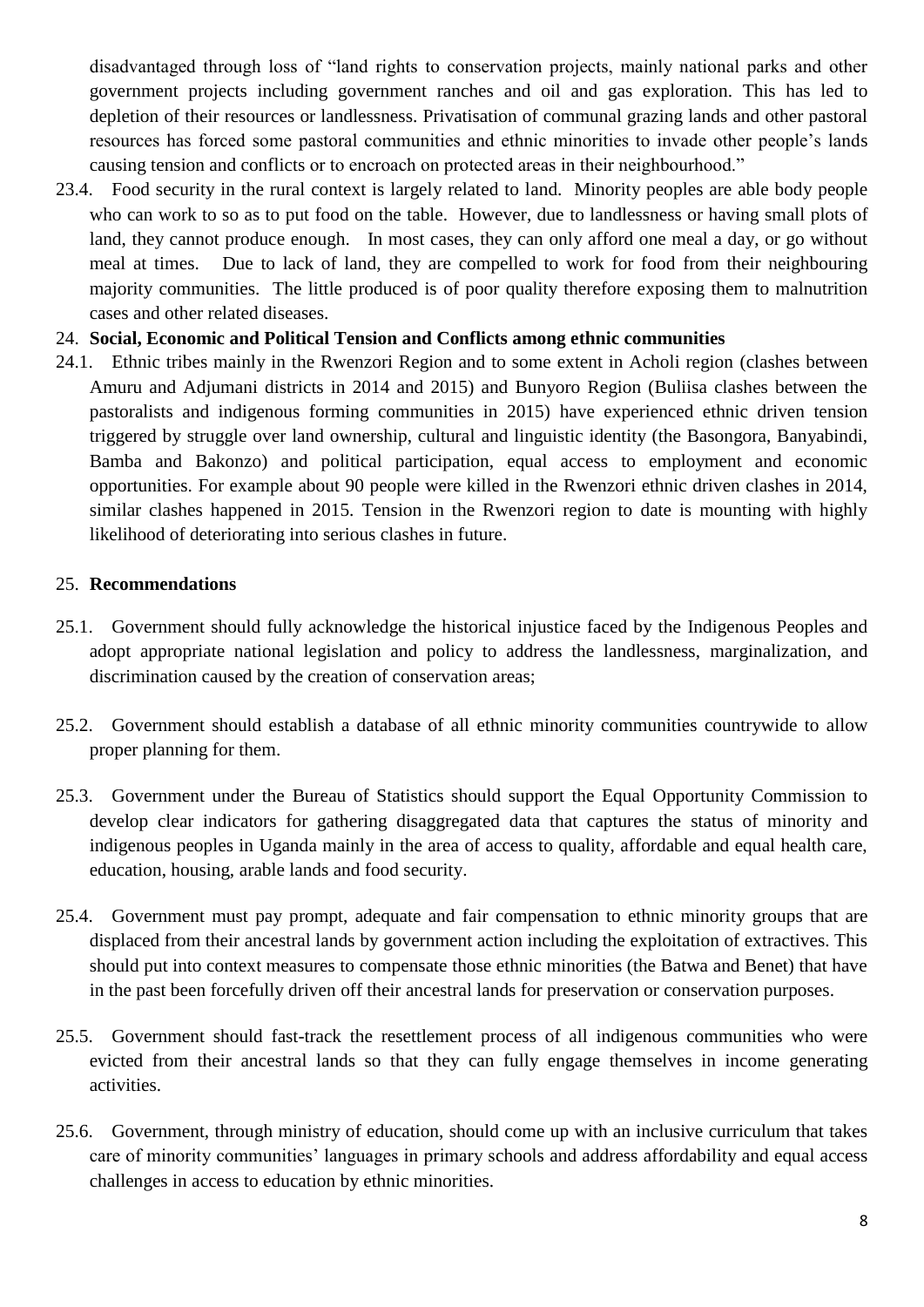disadvantaged through loss of "land rights to conservation projects, mainly national parks and other government projects including government ranches and oil and gas exploration. This has led to depletion of their resources or landlessness. Privatisation of communal grazing lands and other pastoral resources has forced some pastoral communities and ethnic minorities to invade other people's lands causing tension and conflicts or to encroach on protected areas in their neighbourhood."

23.4. Food security in the rural context is largely related to land. Minority peoples are able body people who can work to so as to put food on the table. However, due to landlessness or having small plots of land, they cannot produce enough. In most cases, they can only afford one meal a day, or go without meal at times. Due to lack of land, they are compelled to work for food from their neighbouring majority communities. The little produced is of poor quality therefore exposing them to malnutrition cases and other related diseases.

24. **Social, Economic and Political Tension and Conflicts among ethnic communities**

24.1. Ethnic tribes mainly in the Rwenzori Region and to some extent in Acholi region (clashes between Amuru and Adjumani districts in 2014 and 2015) and Bunyoro Region (Buliisa clashes between the pastoralists and indigenous forming communities in 2015) have experienced ethnic driven tension triggered by struggle over land ownership, cultural and linguistic identity (the Basongora, Banyabindi, Bamba and Bakonzo) and political participation, equal access to employment and economic opportunities. For example about 90 people were killed in the Rwenzori ethnic driven clashes in 2014, similar clashes happened in 2015. Tension in the Rwenzori region to date is mounting with highly likelihood of deteriorating into serious clashes in future.

25. **Recommendations**

25.1. Government should fully acknowledge the historical injustice faced by the Indigenous Peoples and adopt appropriate national legislation and policy to address the landlessness, marginalization, and discrimination caused by the creation of conservation areas;

25.2. Government should establish a database of all ethnic minority communities countrywide to allow proper planning for them.

25.3. Government under the Bureau of Statistics should support the Equal Opportunity Commission to develop clear indicators for gathering disaggregated data that captures the status of minority and indigenous peoples in Uganda mainly in the area of access to quality, affordable and equal health care, education, housing, arable lands and food security.

25.4. Government must pay prompt, adequate and fair compensation to ethnic minority groups that are displaced from their ancestral lands by government action including the exploitation of extractives. This should put into context measures to compensate those ethnic minorities (the Batwa and Benet) that have in the past been forcefully driven off their ancestral lands for preservation or conservation purposes.

25.5. Government should fast-track the resettlement process of all indigenous communities who were evicted from their ancestral lands so that they can fully engage themselves in income generating activities.

25.6. Government, through ministry of education, should come up with an inclusive curriculum that takes care of minority communities' languages in primary schools and address affordability and equal access challenges in access to education by ethnic minorities.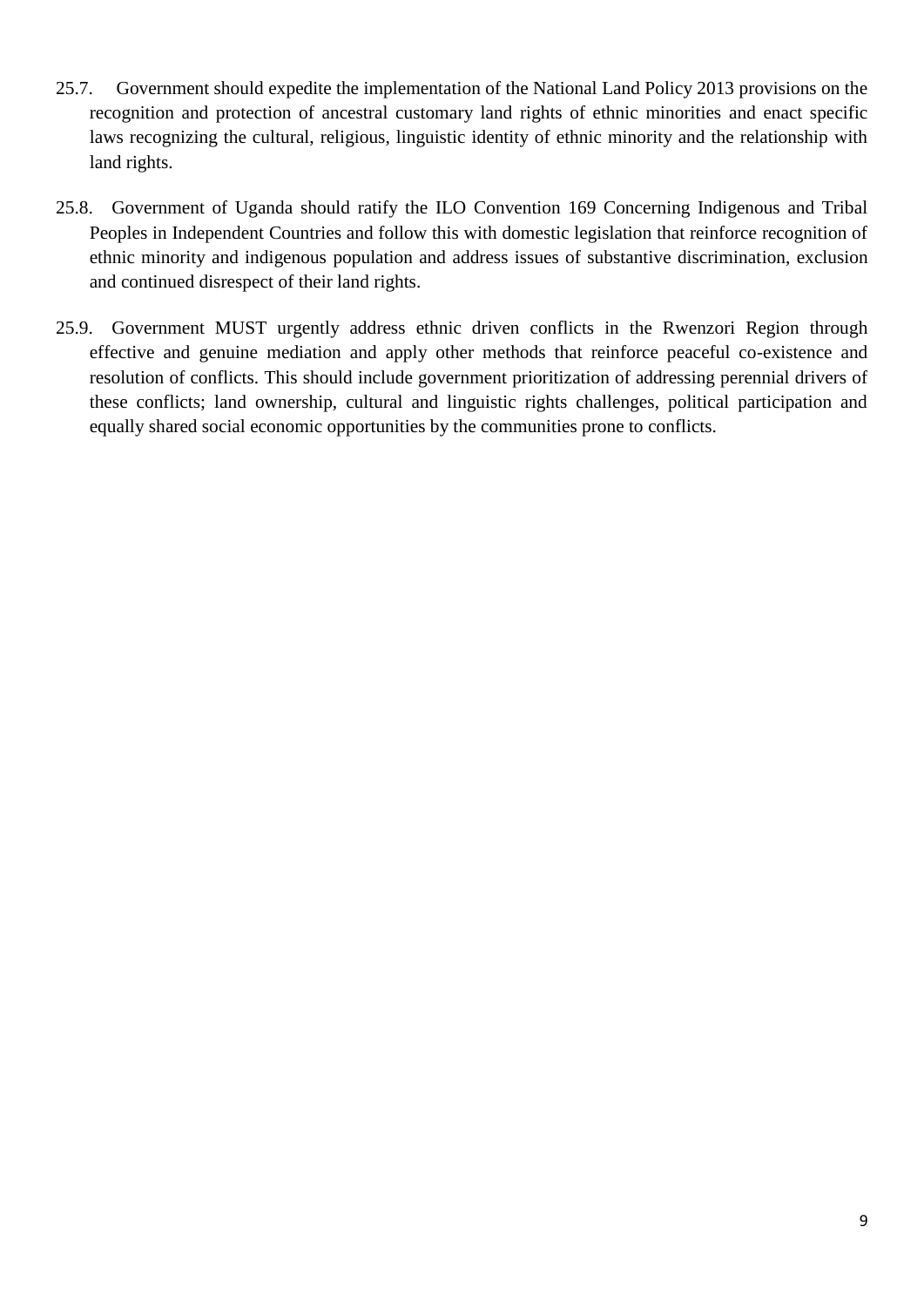25.7. Government should expedite the implementation of the National Land Policy 2013 provisions on the recognition and protection of ancestral customary land rights of ethnic minorities and enact specific laws recognizing the cultural, religious, linguistic identity of ethnic minority and the relationship with land rights.

25.8. Government of Uganda should ratify the ILO Convention 169 Concerning Indigenous and Tribal Peoples in Independent Countries and follow this with domestic legislation that reinforce recognition of ethnic minority and indigenous population and address issues of substantive discrimination, exclusion and continued disrespect of their land rights.

25.9. Government MUST urgently address ethnic driven conflicts in the Rwenzori Region through effective and genuine mediation and apply other methods that reinforce peaceful co-existence and resolution of conflicts. This should include government prioritization of addressing perennial drivers of these conflicts; land ownership, cultural and linguistic rights challenges, political participation and equally shared social economic opportunities by the communities prone to conflicts.